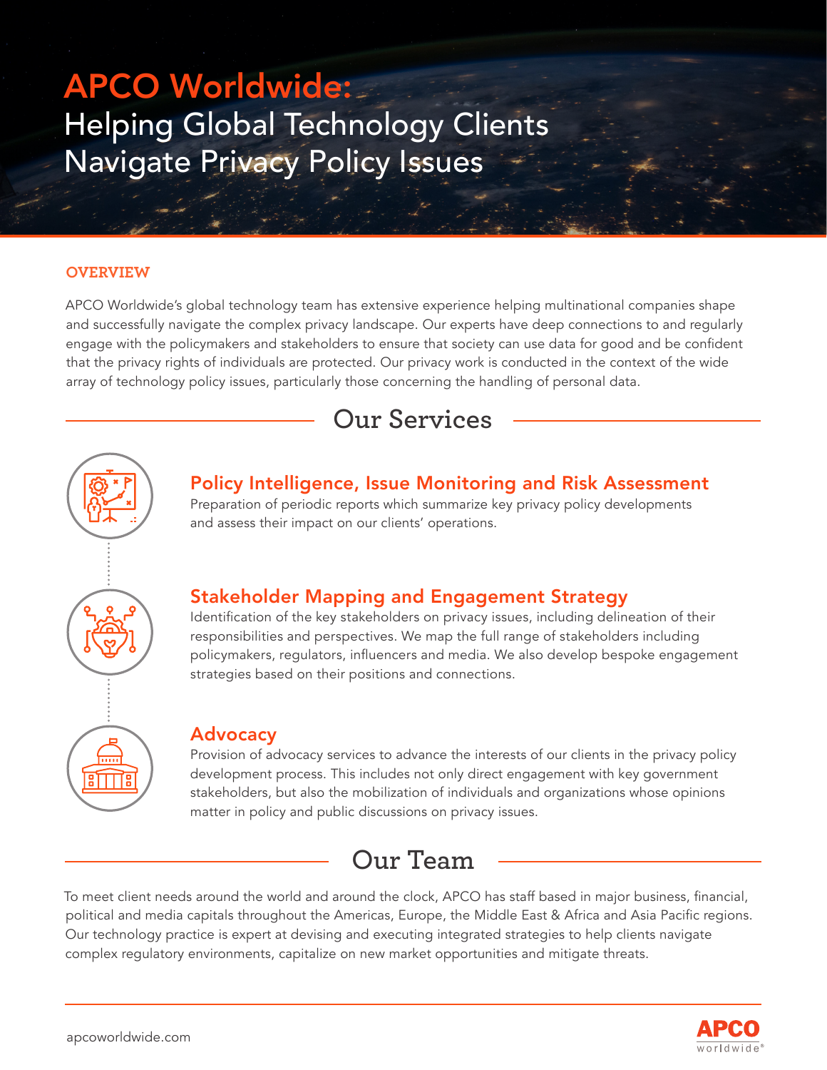# APCO Worldwide: Helping Global Technology Clients Navigate Privacy Policy Issues

## OVERVIEW

APCO Worldwide's global technology team has extensive experience helping multinational companies shape and successfully navigate the complex privacy landscape. Our experts have deep connections to and regularly engage with the policymakers and stakeholders to ensure that society can use data for good and be confident that the privacy rights of individuals are protected. Our privacy work is conducted in the context of the wide array of technology policy issues, particularly those concerning the handling of personal data.

## Our Services

### Policy Intelligence, Issue Monitoring and Risk Assessment

Preparation of periodic reports which summarize key privacy policy developments and assess their impact on our clients' operations.

### Stakeholder Mapping and Engagement Strategy

Identification of the key stakeholders on privacy issues, including delineation of their responsibilities and perspectives. We map the full range of stakeholders including policymakers, regulators, influencers and media. We also develop bespoke engagement strategies based on their positions and connections.

### Advocacy

Provision of advocacy services to advance the interests of our clients in the privacy policy development process. This includes not only direct engagement with key government stakeholders, but also the mobilization of individuals and organizations whose opinions matter in policy and public discussions on privacy issues.

## Our Team

To meet client needs around the world and around the clock, APCO has staff based in major business, financial, political and media capitals throughout the Americas, Europe, the Middle East & Africa and Asia Pacific regions. Our technology practice is expert at devising and executing integrated strategies to help clients navigate complex regulatory environments, capitalize on new market opportunities and mitigate threats.

apcoworldwide.com

APCO worldwide®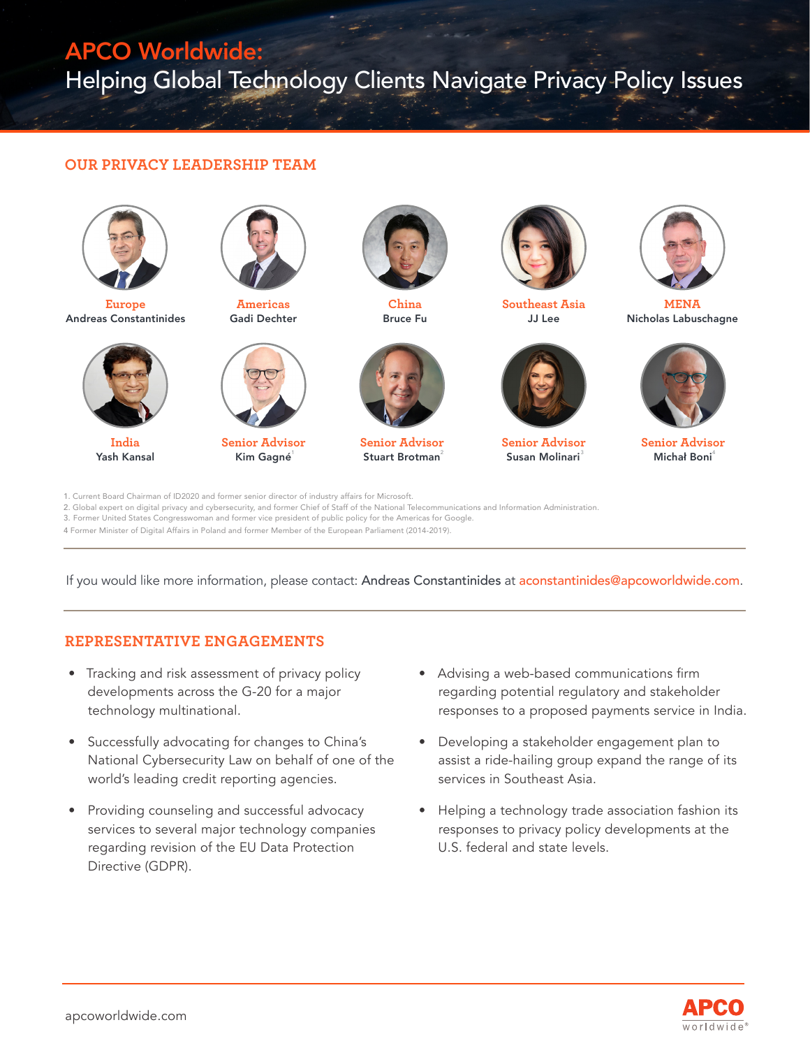# APCO Worldwide:

## Helping Global Technology Clients Navigate Privacy Policy Issues

### OUR PRIVACY LEADERSHIP TEAM

**Europe**
Andreas Constantinides

**Americas**
Gadi Dechter

**China**
Bruce Fu

**Southeast Asia**
JJ Lee

**MENA**
Nicholas Labuschagne

**India**
Yash Kansal

**Senior Advisor**
Kim Gagné[1]

**Senior Advisor**
Stuart Brotman[2]

**Senior Advisor**
Susan Molinari[3]

**Senior Advisor**
Michał Boni[4]

1. Current Board Chairman of ID2020 and former senior director of industry affairs for Microsoft.
2. Global expert on digital privacy and cybersecurity, and former Chief of Staff of the National Telecommunications and Information Administration.
3. Former United States Congresswoman and former vice president of public policy for the Americas for Google.
4 Former Minister of Digital Affairs in Poland and former Member of the European Parliament (2014-2019).

---

If you would like more information, please contact: Andreas Constantinides at aconstantinides@apcoworldwide.com.

---

### REPRESENTATIVE ENGAGEMENTS

- Tracking and risk assessment of privacy policy developments across the G-20 for a major technology multinational.
- Successfully advocating for changes to China's National Cybersecurity Law on behalf of one of the world's leading credit reporting agencies.
- Providing counseling and successful advocacy services to several major technology companies regarding revision of the EU Data Protection Directive (GDPR).
- Advising a web-based communications firm regarding potential regulatory and stakeholder responses to a proposed payments service in India.
- Developing a stakeholder engagement plan to assist a ride-hailing group expand the range of its services in Southeast Asia.
- Helping a technology trade association fashion its responses to privacy policy developments at the U.S. federal and state levels.

apcoworldwide.com

APCO worldwide®